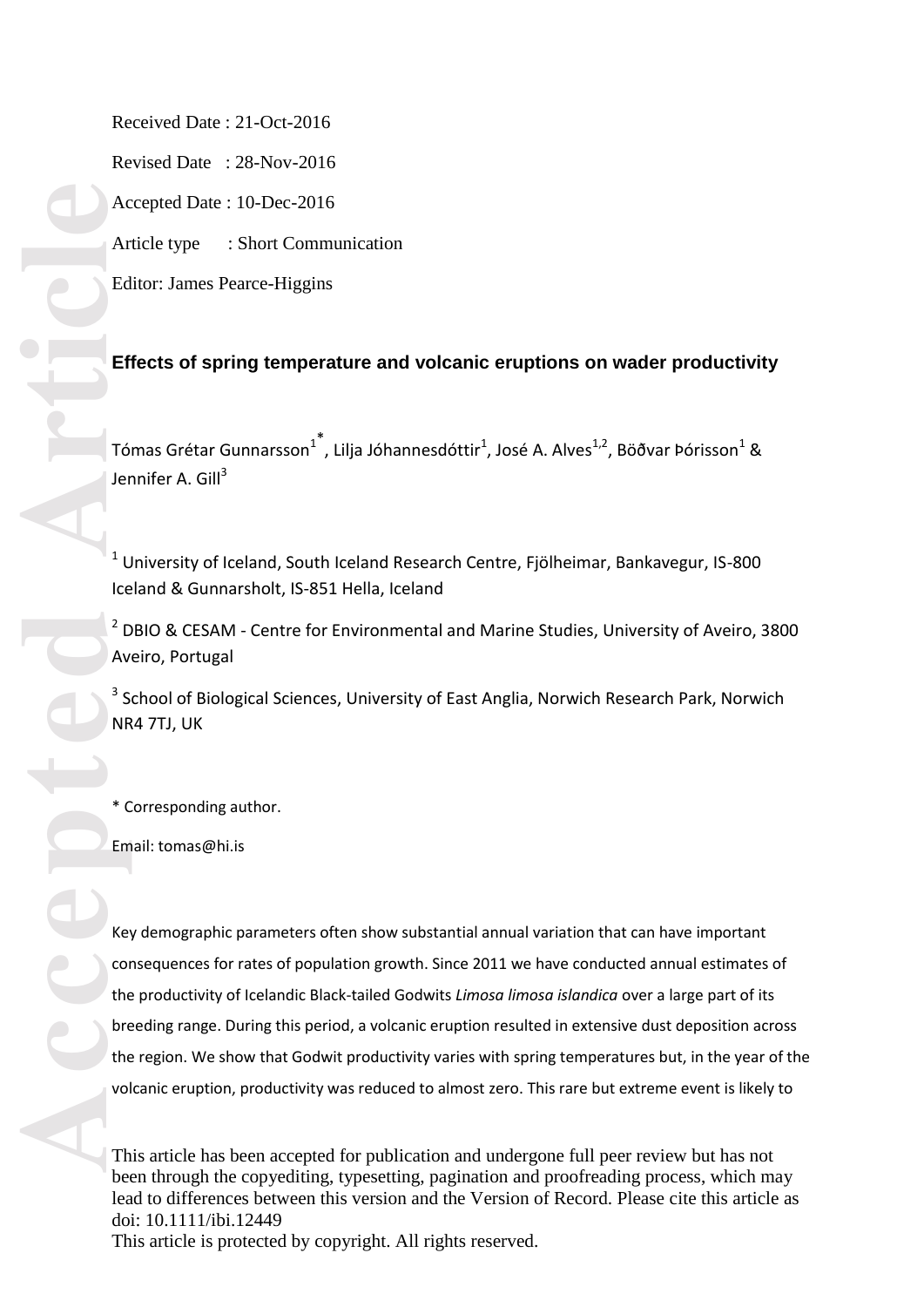Received Date : 21-Oct-2016

Revised Date : 28-Nov-2016

Accepted Date : 10-Dec-2016

Article type : Short Communication

Editor: James Pearce-Higgins

## Effects of spring temperature and volcanic eruptions on wader productivity

Tómas Grétar Gunnarsson[1]*, Lilja Jóhannesdóttir[1], José A. Alves[1,2], Böðvar Þórisson[1] & Jennifer A. Gill[3]

[1] University of Iceland, South Iceland Research Centre, Fjölheimar, Bankavegur, IS-800 Iceland & Gunnarsholt, IS-851 Hella, Iceland

[2] DBIO & CESAM - Centre for Environmental and Marine Studies, University of Aveiro, 3800 Aveiro, Portugal

[3] School of Biological Sciences, University of East Anglia, Norwich Research Park, Norwich NR4 7TJ, UK

\* Corresponding author.

Email: tomas@hi.is

Key demographic parameters often show substantial annual variation that can have important consequences for rates of population growth. Since 2011 we have conducted annual estimates of the productivity of Icelandic Black-tailed Godwits *Limosa limosa islandica* over a large part of its breeding range. During this period, a volcanic eruption resulted in extensive dust deposition across the region. We show that Godwit productivity varies with spring temperatures but, in the year of the volcanic eruption, productivity was reduced to almost zero. This rare but extreme event is likely to

This article has been accepted for publication and undergone full peer review but has not been through the copyediting, typesetting, pagination and proofreading process, which may lead to differences between this version and the Version of Record. Please cite this article as doi: 10.1111/ibi.12449

This article is protected by copyright. All rights reserved.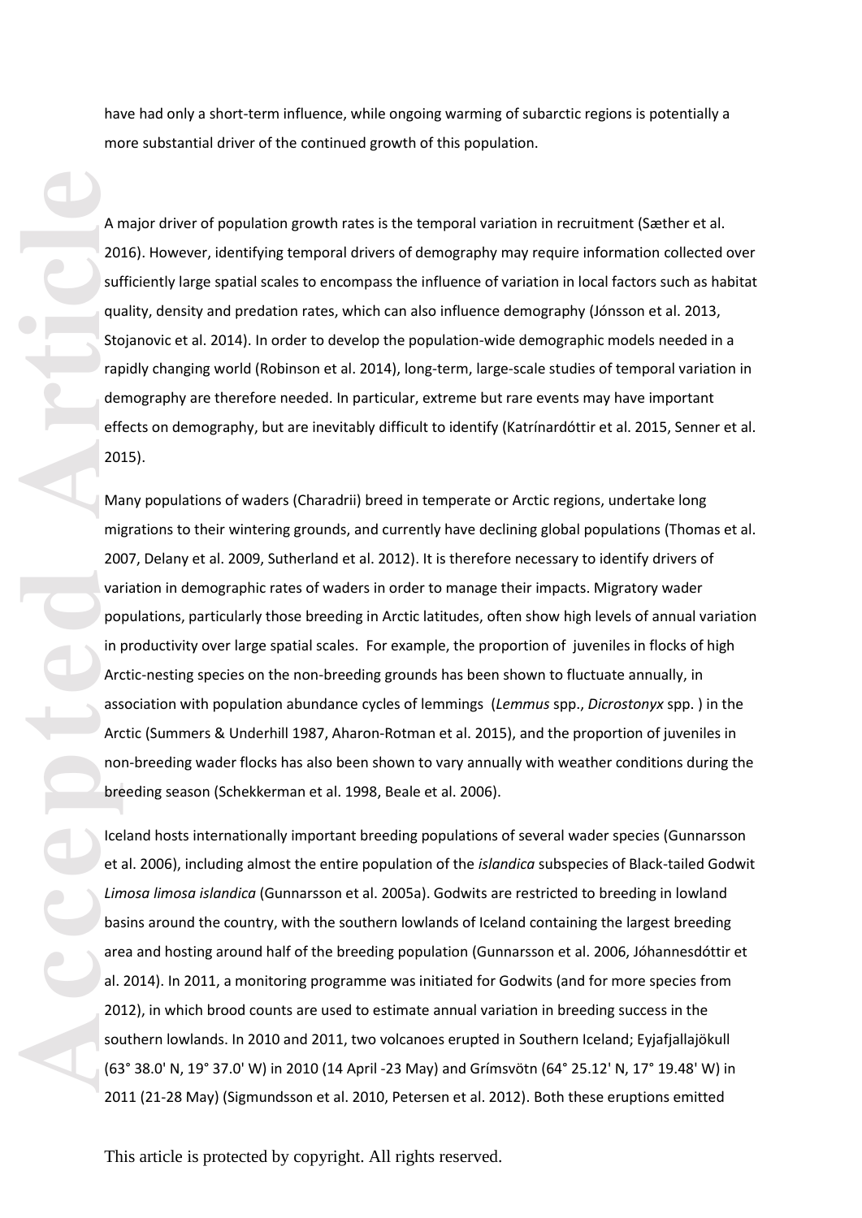have had only a short-term influence, while ongoing warming of subarctic regions is potentially a more substantial driver of the continued growth of this population.

A major driver of population growth rates is the temporal variation in recruitment (Sæther et al. 2016). However, identifying temporal drivers of demography may require information collected over sufficiently large spatial scales to encompass the influence of variation in local factors such as habitat quality, density and predation rates, which can also influence demography (Jónsson et al. 2013, Stojanovic et al. 2014). In order to develop the population-wide demographic models needed in a rapidly changing world (Robinson et al. 2014), long-term, large-scale studies of temporal variation in demography are therefore needed. In particular, extreme but rare events may have important effects on demography, but are inevitably difficult to identify (Katrínardóttir et al. 2015, Senner et al. 2015).

Many populations of waders (Charadrii) breed in temperate or Arctic regions, undertake long migrations to their wintering grounds, and currently have declining global populations (Thomas et al. 2007, Delany et al. 2009, Sutherland et al. 2012). It is therefore necessary to identify drivers of variation in demographic rates of waders in order to manage their impacts. Migratory wader populations, particularly those breeding in Arctic latitudes, often show high levels of annual variation in productivity over large spatial scales. For example, the proportion of juveniles in flocks of high Arctic-nesting species on the non-breeding grounds has been shown to fluctuate annually, in association with population abundance cycles of lemmings (*Lemmus* spp., *Dicrostonyx* spp. ) in the Arctic (Summers & Underhill 1987, Aharon-Rotman et al. 2015), and the proportion of juveniles in non-breeding wader flocks has also been shown to vary annually with weather conditions during the breeding season (Schekkerman et al. 1998, Beale et al. 2006).

Iceland hosts internationally important breeding populations of several wader species (Gunnarsson et al. 2006), including almost the entire population of the *islandica* subspecies of Black-tailed Godwit *Limosa limosa islandica* (Gunnarsson et al. 2005a). Godwits are restricted to breeding in lowland basins around the country, with the southern lowlands of Iceland containing the largest breeding area and hosting around half of the breeding population (Gunnarsson et al. 2006, Jóhannesdóttir et al. 2014). In 2011, a monitoring programme was initiated for Godwits (and for more species from 2012), in which brood counts are used to estimate annual variation in breeding success in the southern lowlands. In 2010 and 2011, two volcanoes erupted in Southern Iceland; Eyjafjallajökull (63° 38.0' N, 19° 37.0' W) in 2010 (14 April -23 May) and Grímsvötn (64° 25.12' N, 17° 19.48' W) in 2011 (21-28 May) (Sigmundsson et al. 2010, Petersen et al. 2012). Both these eruptions emitted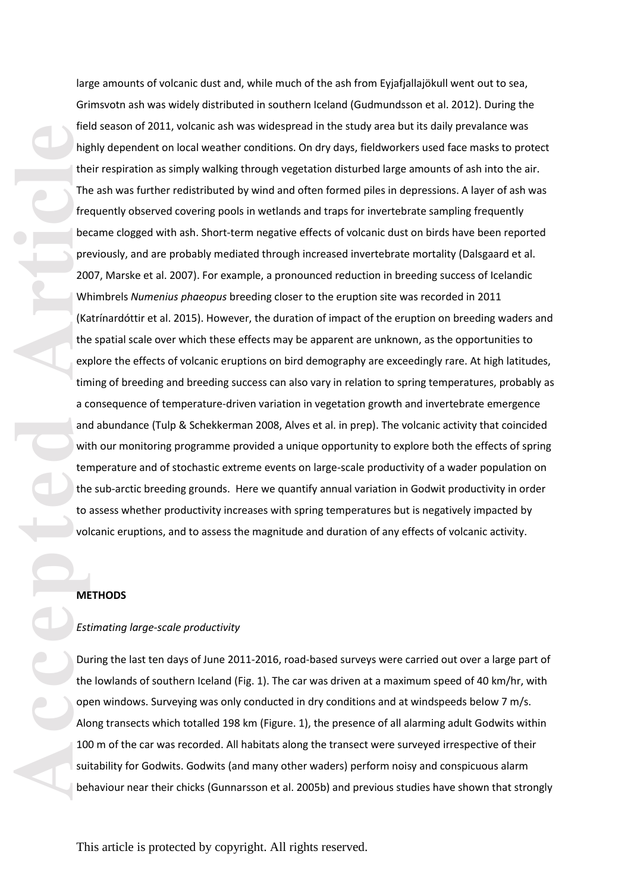large amounts of volcanic dust and, while much of the ash from Eyjafjallajökull went out to sea, Grimsvotn ash was widely distributed in southern Iceland (Gudmundsson et al. 2012). During the field season of 2011, volcanic ash was widespread in the study area but its daily prevalance was highly dependent on local weather conditions. On dry days, fieldworkers used face masks to protect their respiration as simply walking through vegetation disturbed large amounts of ash into the air. The ash was further redistributed by wind and often formed piles in depressions. A layer of ash was frequently observed covering pools in wetlands and traps for invertebrate sampling frequently became clogged with ash. Short-term negative effects of volcanic dust on birds have been reported previously, and are probably mediated through increased invertebrate mortality (Dalsgaard et al. 2007, Marske et al. 2007). For example, a pronounced reduction in breeding success of Icelandic Whimbrels *Numenius phaeopus* breeding closer to the eruption site was recorded in 2011 (Katrínardóttir et al. 2015). However, the duration of impact of the eruption on breeding waders and the spatial scale over which these effects may be apparent are unknown, as the opportunities to explore the effects of volcanic eruptions on bird demography are exceedingly rare. At high latitudes, timing of breeding and breeding success can also vary in relation to spring temperatures, probably as a consequence of temperature-driven variation in vegetation growth and invertebrate emergence and abundance (Tulp & Schekkerman 2008, Alves et al. in prep). The volcanic activity that coincided with our monitoring programme provided a unique opportunity to explore both the effects of spring temperature and of stochastic extreme events on large-scale productivity of a wader population on the sub-arctic breeding grounds. Here we quantify annual variation in Godwit productivity in order to assess whether productivity increases with spring temperatures but is negatively impacted by volcanic eruptions, and to assess the magnitude and duration of any effects of volcanic activity.

## METHODS

### *Estimating large-scale productivity*

During the last ten days of June 2011-2016, road-based surveys were carried out over a large part of the lowlands of southern Iceland (Fig. 1). The car was driven at a maximum speed of 40 km/hr, with open windows. Surveying was only conducted in dry conditions and at windspeeds below 7 m/s. Along transects which totalled 198 km (Figure. 1), the presence of all alarming adult Godwits within 100 m of the car was recorded. All habitats along the transect were surveyed irrespective of their suitability for Godwits. Godwits (and many other waders) perform noisy and conspicuous alarm behaviour near their chicks (Gunnarsson et al. 2005b) and previous studies have shown that strongly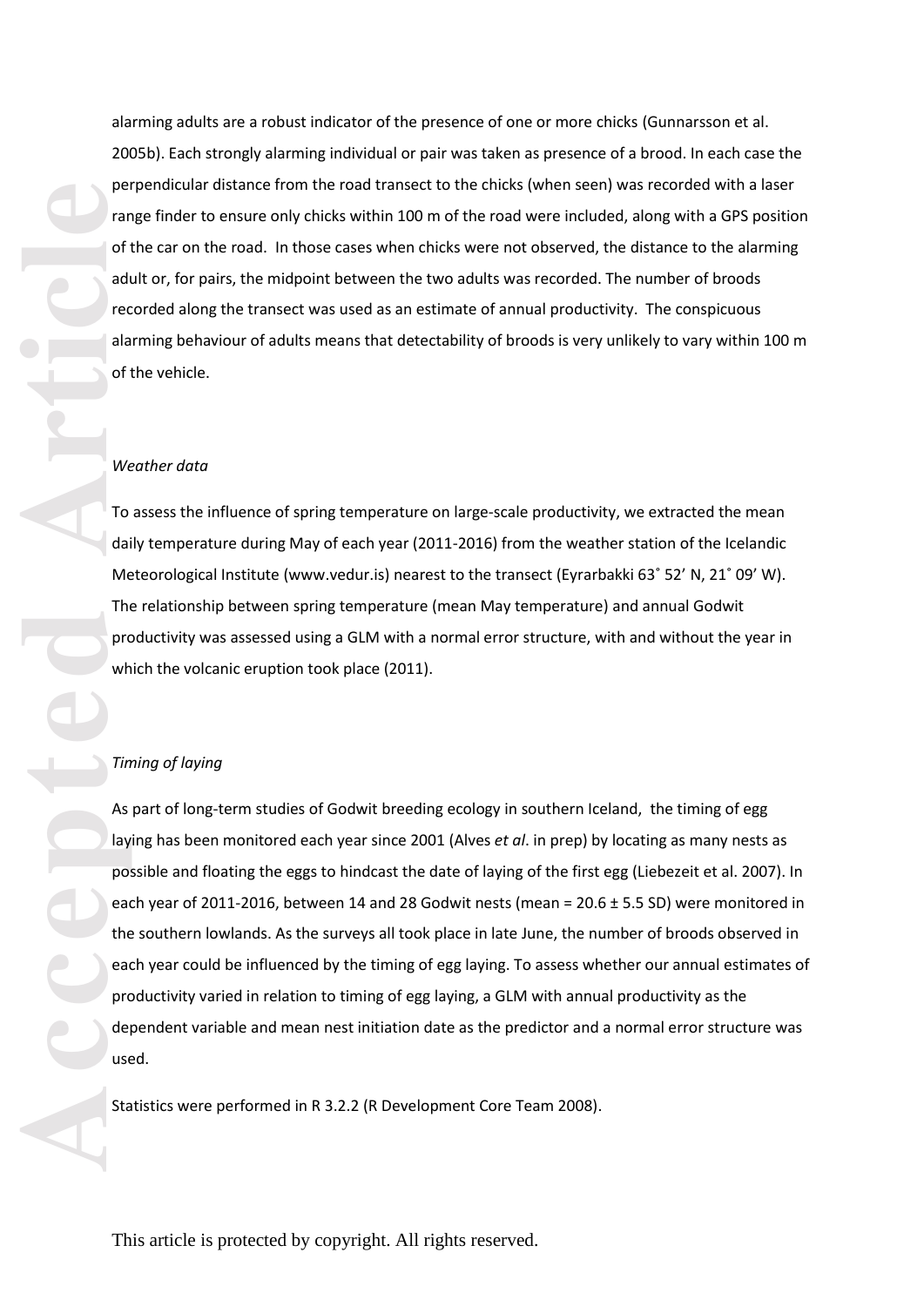alarming adults are a robust indicator of the presence of one or more chicks (Gunnarsson et al. 2005b). Each strongly alarming individual or pair was taken as presence of a brood. In each case the perpendicular distance from the road transect to the chicks (when seen) was recorded with a laser range finder to ensure only chicks within 100 m of the road were included, along with a GPS position of the car on the road. In those cases when chicks were not observed, the distance to the alarming adult or, for pairs, the midpoint between the two adults was recorded. The number of broods recorded along the transect was used as an estimate of annual productivity. The conspicuous alarming behaviour of adults means that detectability of broods is very unlikely to vary within 100 m of the vehicle.

*Weather data*

To assess the influence of spring temperature on large-scale productivity, we extracted the mean daily temperature during May of each year (2011-2016) from the weather station of the Icelandic Meteorological Institute (www.vedur.is) nearest to the transect (Eyrarbakki 63˚ 52′ N, 21˚ 09′ W). The relationship between spring temperature (mean May temperature) and annual Godwit productivity was assessed using a GLM with a normal error structure, with and without the year in which the volcanic eruption took place (2011).

*Timing of laying*

As part of long-term studies of Godwit breeding ecology in southern Iceland, the timing of egg laying has been monitored each year since 2001 (Alves *et al*. in prep) by locating as many nests as possible and floating the eggs to hindcast the date of laying of the first egg (Liebezeit et al. 2007). In each year of 2011-2016, between 14 and 28 Godwit nests (mean = 20.6 ± 5.5 SD) were monitored in the southern lowlands. As the surveys all took place in late June, the number of broods observed in each year could be influenced by the timing of egg laying. To assess whether our annual estimates of productivity varied in relation to timing of egg laying, a GLM with annual productivity as the dependent variable and mean nest initiation date as the predictor and a normal error structure was used.

Statistics were performed in R 3.2.2 (R Development Core Team 2008).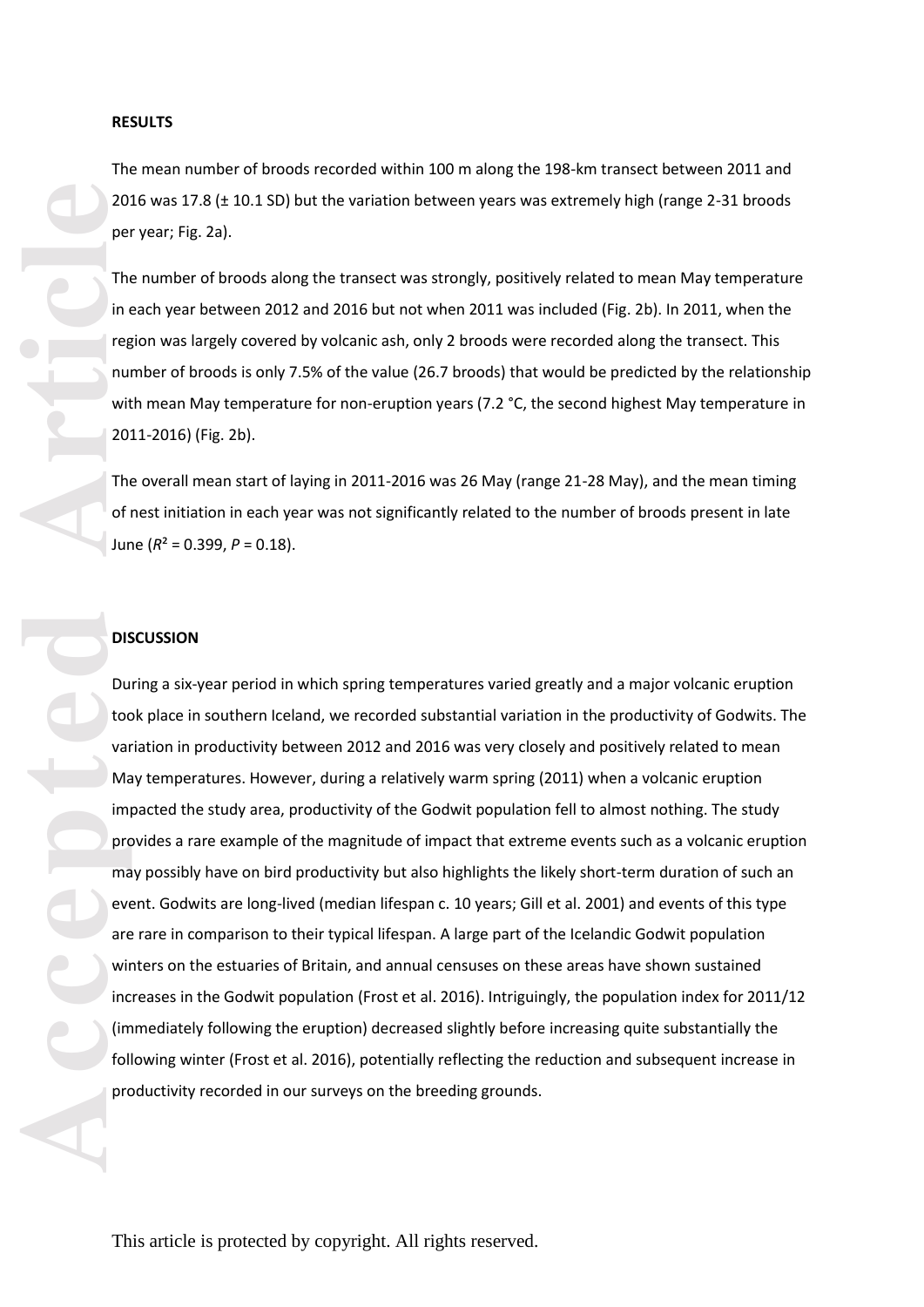**RESULTS**

The mean number of broods recorded within 100 m along the 198-km transect between 2011 and 2016 was 17.8 (± 10.1 SD) but the variation between years was extremely high (range 2-31 broods per year; Fig. 2a).

The number of broods along the transect was strongly, positively related to mean May temperature in each year between 2012 and 2016 but not when 2011 was included (Fig. 2b). In 2011, when the region was largely covered by volcanic ash, only 2 broods were recorded along the transect. This number of broods is only 7.5% of the value (26.7 broods) that would be predicted by the relationship with mean May temperature for non-eruption years (7.2 °C, the second highest May temperature in 2011-2016) (Fig. 2b).

The overall mean start of laying in 2011-2016 was 26 May (range 21-28 May), and the mean timing of nest initiation in each year was not significantly related to the number of broods present in late June ($R^2 = 0.399$, $P = 0.18$).

**DISCUSSION**

During a six-year period in which spring temperatures varied greatly and a major volcanic eruption took place in southern Iceland, we recorded substantial variation in the productivity of Godwits. The variation in productivity between 2012 and 2016 was very closely and positively related to mean May temperatures. However, during a relatively warm spring (2011) when a volcanic eruption impacted the study area, productivity of the Godwit population fell to almost nothing. The study provides a rare example of the magnitude of impact that extreme events such as a volcanic eruption may possibly have on bird productivity but also highlights the likely short-term duration of such an event. Godwits are long-lived (median lifespan c. 10 years; Gill et al. 2001) and events of this type are rare in comparison to their typical lifespan. A large part of the Icelandic Godwit population winters on the estuaries of Britain, and annual censuses on these areas have shown sustained increases in the Godwit population (Frost et al. 2016). Intriguingly, the population index for 2011/12 (immediately following the eruption) decreased slightly before increasing quite substantially the following winter (Frost et al. 2016), potentially reflecting the reduction and subsequent increase in productivity recorded in our surveys on the breeding grounds.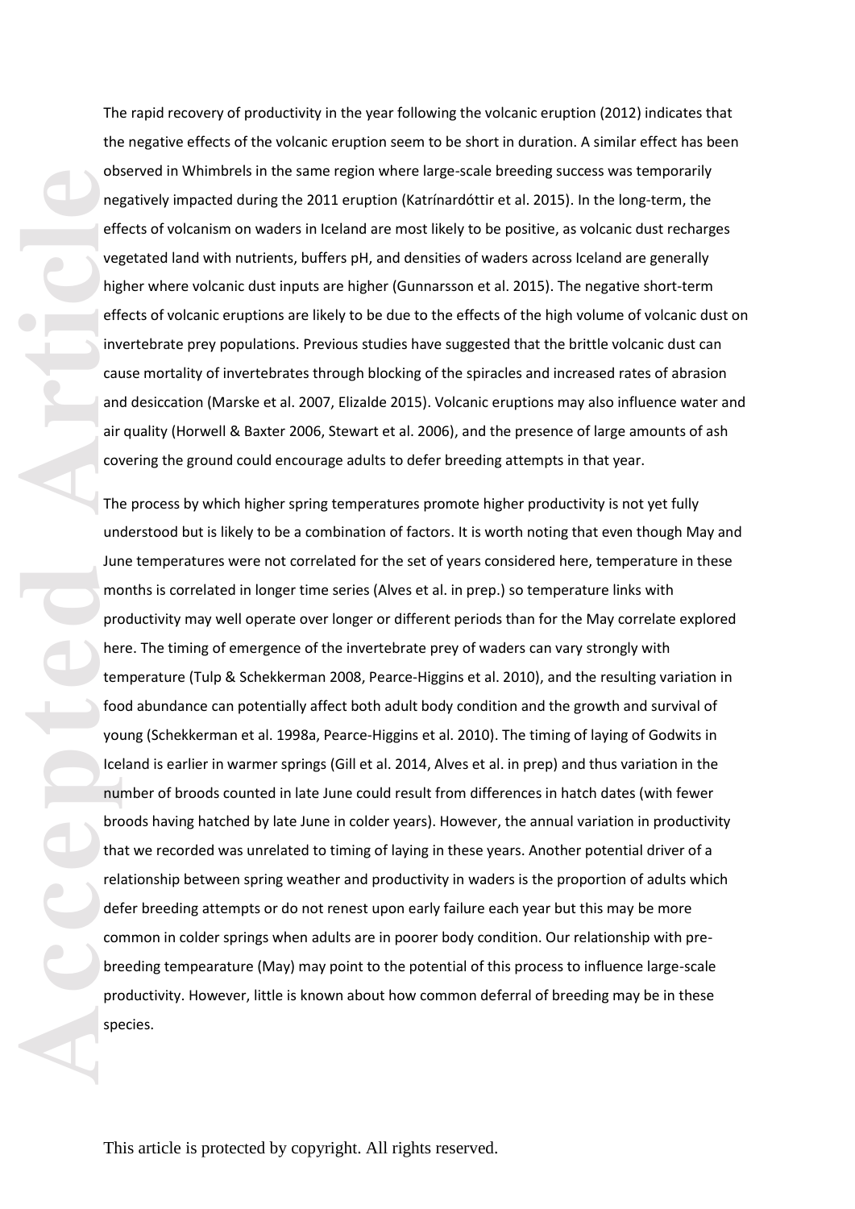The rapid recovery of productivity in the year following the volcanic eruption (2012) indicates that the negative effects of the volcanic eruption seem to be short in duration. A similar effect has been observed in Whimbrels in the same region where large-scale breeding success was temporarily negatively impacted during the 2011 eruption (Katrínardóttir et al. 2015). In the long-term, the effects of volcanism on waders in Iceland are most likely to be positive, as volcanic dust recharges vegetated land with nutrients, buffers pH, and densities of waders across Iceland are generally higher where volcanic dust inputs are higher (Gunnarsson et al. 2015). The negative short-term effects of volcanic eruptions are likely to be due to the effects of the high volume of volcanic dust on invertebrate prey populations. Previous studies have suggested that the brittle volcanic dust can cause mortality of invertebrates through blocking of the spiracles and increased rates of abrasion and desiccation (Marske et al. 2007, Elizalde 2015). Volcanic eruptions may also influence water and air quality (Horwell & Baxter 2006, Stewart et al. 2006), and the presence of large amounts of ash covering the ground could encourage adults to defer breeding attempts in that year.

The process by which higher spring temperatures promote higher productivity is not yet fully understood but is likely to be a combination of factors. It is worth noting that even though May and June temperatures were not correlated for the set of years considered here, temperature in these months is correlated in longer time series (Alves et al. in prep.) so temperature links with productivity may well operate over longer or different periods than for the May correlate explored here. The timing of emergence of the invertebrate prey of waders can vary strongly with temperature (Tulp & Schekkerman 2008, Pearce-Higgins et al. 2010), and the resulting variation in food abundance can potentially affect both adult body condition and the growth and survival of young (Schekkerman et al. 1998a, Pearce-Higgins et al. 2010). The timing of laying of Godwits in Iceland is earlier in warmer springs (Gill et al. 2014, Alves et al. in prep) and thus variation in the number of broods counted in late June could result from differences in hatch dates (with fewer broods having hatched by late June in colder years). However, the annual variation in productivity that we recorded was unrelated to timing of laying in these years. Another potential driver of a relationship between spring weather and productivity in waders is the proportion of adults which defer breeding attempts or do not renest upon early failure each year but this may be more common in colder springs when adults are in poorer body condition. Our relationship with pre-breeding tempearature (May) may point to the potential of this process to influence large-scale productivity. However, little is known about how common deferral of breeding may be in these species.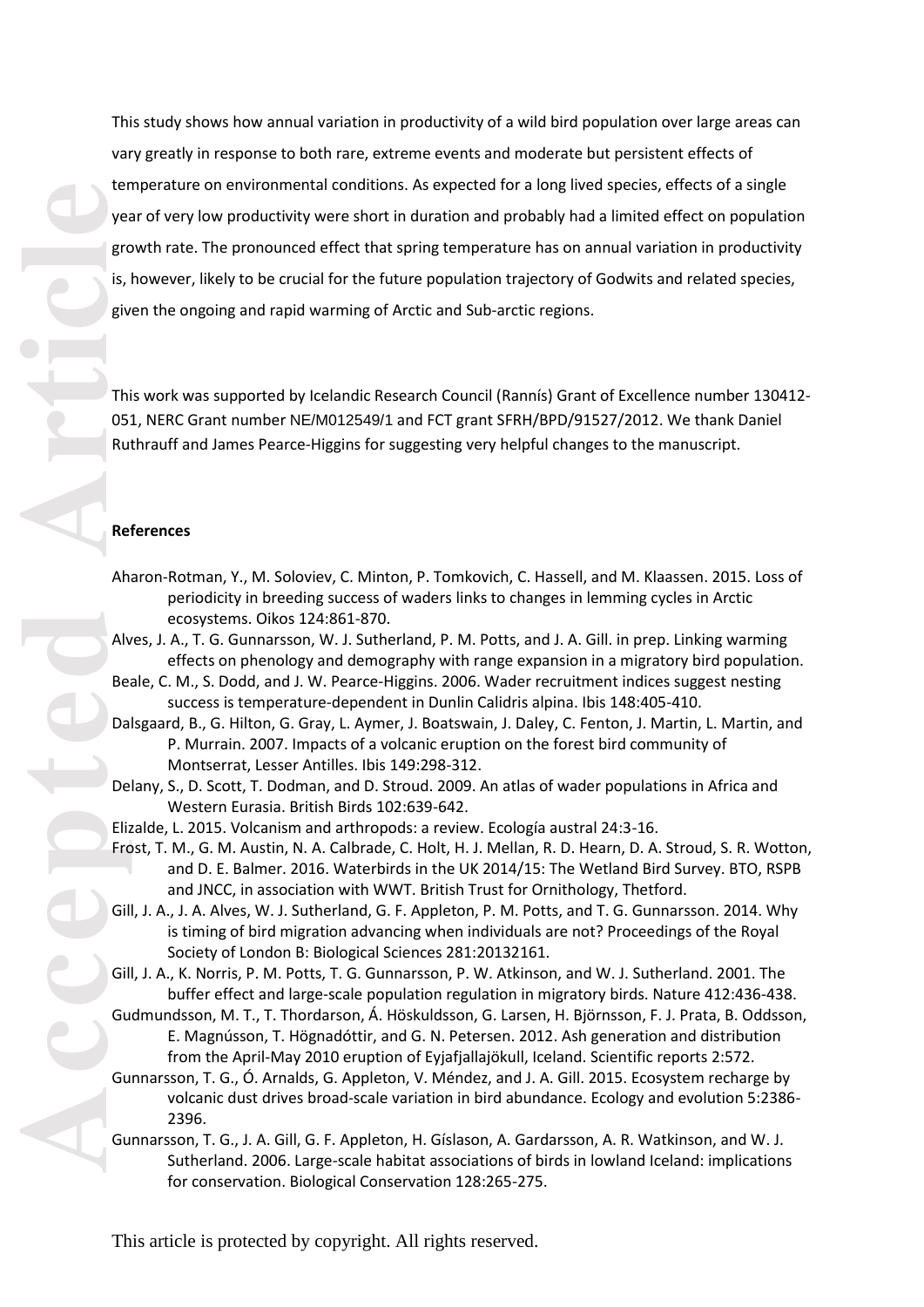This study shows how annual variation in productivity of a wild bird population over large areas can vary greatly in response to both rare, extreme events and moderate but persistent effects of temperature on environmental conditions. As expected for a long lived species, effects of a single year of very low productivity were short in duration and probably had a limited effect on population growth rate. The pronounced effect that spring temperature has on annual variation in productivity is, however, likely to be crucial for the future population trajectory of Godwits and related species, given the ongoing and rapid warming of Arctic and Sub-arctic regions.

This work was supported by Icelandic Research Council (Rannís) Grant of Excellence number 130412-051, NERC Grant number NE/M012549/1 and FCT grant SFRH/BPD/91527/2012. We thank Daniel Ruthrauff and James Pearce-Higgins for suggesting very helpful changes to the manuscript.

**References**

Aharon-Rotman, Y., M. Soloviev, C. Minton, P. Tomkovich, C. Hassell, and M. Klaassen. 2015. Loss of periodicity in breeding success of waders links to changes in lemming cycles in Arctic ecosystems. Oikos 124:861-870.

Alves, J. A., T. G. Gunnarsson, W. J. Sutherland, P. M. Potts, and J. A. Gill. in prep. Linking warming effects on phenology and demography with range expansion in a migratory bird population.

Beale, C. M., S. Dodd, and J. W. Pearce-Higgins. 2006. Wader recruitment indices suggest nesting success is temperature-dependent in Dunlin Calidris alpina. Ibis 148:405-410.

Dalsgaard, B., G. Hilton, G. Gray, L. Aymer, J. Boatswain, J. Daley, C. Fenton, J. Martin, L. Martin, and P. Murrain. 2007. Impacts of a volcanic eruption on the forest bird community of Montserrat, Lesser Antilles. Ibis 149:298-312.

Delany, S., D. Scott, T. Dodman, and D. Stroud. 2009. An atlas of wader populations in Africa and Western Eurasia. British Birds 102:639-642.

Elizalde, L. 2015. Volcanism and arthropods: a review. Ecología austral 24:3-16.

Frost, T. M., G. M. Austin, N. A. Calbrade, C. Holt, H. J. Mellan, R. D. Hearn, D. A. Stroud, S. R. Wotton, and D. E. Balmer. 2016. Waterbirds in the UK 2014/15: The Wetland Bird Survey. BTO, RSPB and JNCC, in association with WWT. British Trust for Ornithology, Thetford.

Gill, J. A., J. A. Alves, W. J. Sutherland, G. F. Appleton, P. M. Potts, and T. G. Gunnarsson. 2014. Why is timing of bird migration advancing when individuals are not? Proceedings of the Royal Society of London B: Biological Sciences 281:20132161.

Gill, J. A., K. Norris, P. M. Potts, T. G. Gunnarsson, P. W. Atkinson, and W. J. Sutherland. 2001. The buffer effect and large-scale population regulation in migratory birds. Nature 412:436-438.

Gudmundsson, M. T., T. Thordarson, Á. Höskuldsson, G. Larsen, H. Björnsson, F. J. Prata, B. Oddsson, E. Magnússon, T. Högnadóttir, and G. N. Petersen. 2012. Ash generation and distribution from the April-May 2010 eruption of Eyjafjallajökull, Iceland. Scientific reports 2:572.

Gunnarsson, T. G., Ó. Arnalds, G. Appleton, V. Méndez, and J. A. Gill. 2015. Ecosystem recharge by volcanic dust drives broad-scale variation in bird abundance. Ecology and evolution 5:2386-2396.

Gunnarsson, T. G., J. A. Gill, G. F. Appleton, H. Gíslason, A. Gardarsson, A. R. Watkinson, and W. J. Sutherland. 2006. Large-scale habitat associations of birds in lowland Iceland: implications for conservation. Biological Conservation 128:265-275.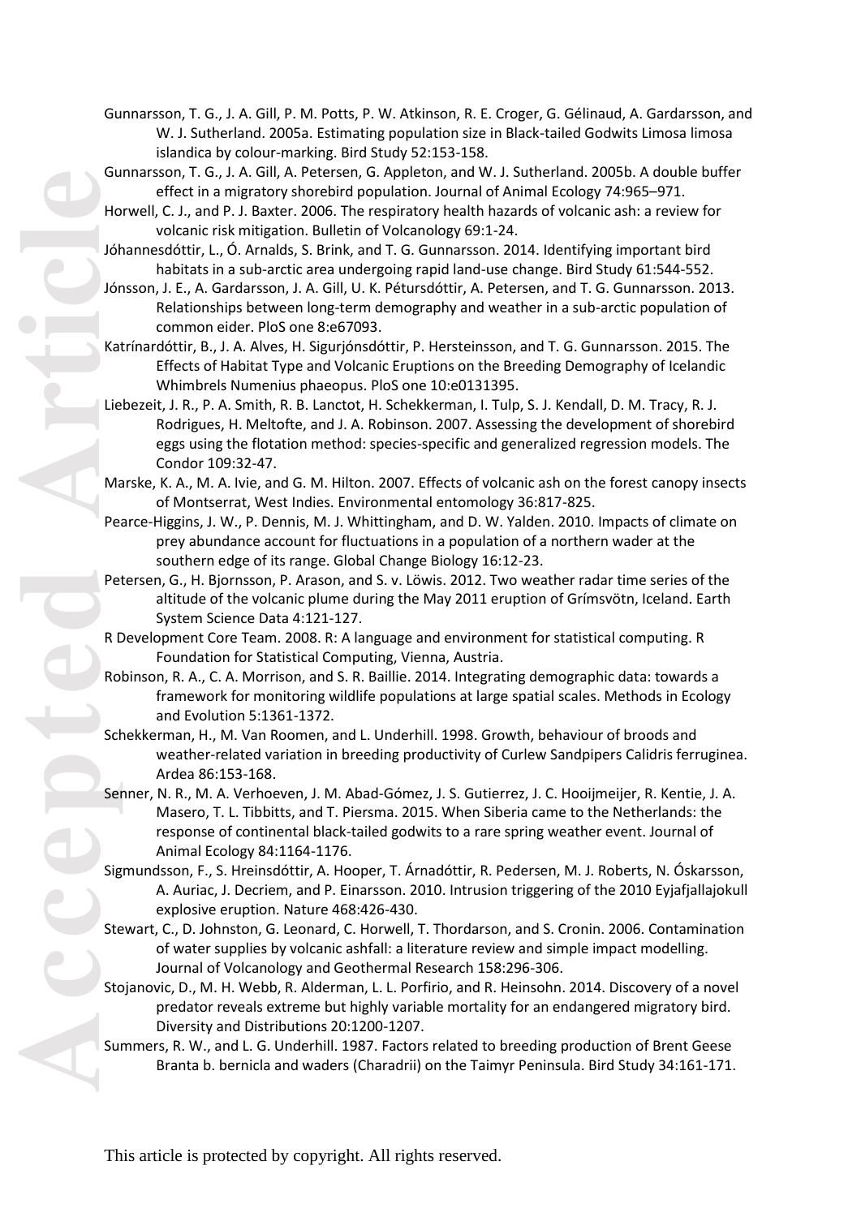Gunnarsson, T. G., J. A. Gill, P. M. Potts, P. W. Atkinson, R. E. Croger, G. Gélinaud, A. Gardarsson, and W. J. Sutherland. 2005a. Estimating population size in Black-tailed Godwits Limosa limosa islandica by colour-marking. Bird Study 52:153-158.

Gunnarsson, T. G., J. A. Gill, A. Petersen, G. Appleton, and W. J. Sutherland. 2005b. A double buffer effect in a migratory shorebird population. Journal of Animal Ecology 74:965–971.

Horwell, C. J., and P. J. Baxter. 2006. The respiratory health hazards of volcanic ash: a review for volcanic risk mitigation. Bulletin of Volcanology 69:1-24.

Jóhannesdóttir, L., Ó. Arnalds, S. Brink, and T. G. Gunnarsson. 2014. Identifying important bird habitats in a sub-arctic area undergoing rapid land-use change. Bird Study 61:544-552.

Jónsson, J. E., A. Gardarsson, J. A. Gill, U. K. Pétursdóttir, A. Petersen, and T. G. Gunnarsson. 2013. Relationships between long-term demography and weather in a sub-arctic population of common eider. PloS one 8:e67093.

Katrínardóttir, B., J. A. Alves, H. Sigurjónsdóttir, P. Hersteinsson, and T. G. Gunnarsson. 2015. The Effects of Habitat Type and Volcanic Eruptions on the Breeding Demography of Icelandic Whimbrels Numenius phaeopus. PloS one 10:e0131395.

Liebezeit, J. R., P. A. Smith, R. B. Lanctot, H. Schekkerman, I. Tulp, S. J. Kendall, D. M. Tracy, R. J. Rodrigues, H. Meltofte, and J. A. Robinson. 2007. Assessing the development of shorebird eggs using the flotation method: species-specific and generalized regression models. The Condor 109:32-47.

Marske, K. A., M. A. Ivie, and G. M. Hilton. 2007. Effects of volcanic ash on the forest canopy insects of Montserrat, West Indies. Environmental entomology 36:817-825.

Pearce-Higgins, J. W., P. Dennis, M. J. Whittingham, and D. W. Yalden. 2010. Impacts of climate on prey abundance account for fluctuations in a population of a northern wader at the southern edge of its range. Global Change Biology 16:12-23.

Petersen, G., H. Bjornsson, P. Arason, and S. v. Löwis. 2012. Two weather radar time series of the altitude of the volcanic plume during the May 2011 eruption of Grímsvötn, Iceland. Earth System Science Data 4:121-127.

R Development Core Team. 2008. R: A language and environment for statistical computing. R Foundation for Statistical Computing, Vienna, Austria.

Robinson, R. A., C. A. Morrison, and S. R. Baillie. 2014. Integrating demographic data: towards a framework for monitoring wildlife populations at large spatial scales. Methods in Ecology and Evolution 5:1361-1372.

Schekkerman, H., M. Van Roomen, and L. Underhill. 1998. Growth, behaviour of broods and weather-related variation in breeding productivity of Curlew Sandpipers Calidris ferruginea. Ardea 86:153-168.

Senner, N. R., M. A. Verhoeven, J. M. Abad-Gómez, J. S. Gutierrez, J. C. Hooijmeijer, R. Kentie, J. A. Masero, T. L. Tibbitts, and T. Piersma. 2015. When Siberia came to the Netherlands: the response of continental black-tailed godwits to a rare spring weather event. Journal of Animal Ecology 84:1164-1176.

Sigmundsson, F., S. Hreinsdóttir, A. Hooper, T. Árnadóttir, R. Pedersen, M. J. Roberts, N. Óskarsson, A. Auriac, J. Decriem, and P. Einarsson. 2010. Intrusion triggering of the 2010 Eyjafjallajokull explosive eruption. Nature 468:426-430.

Stewart, C., D. Johnston, G. Leonard, C. Horwell, T. Thordarson, and S. Cronin. 2006. Contamination of water supplies by volcanic ashfall: a literature review and simple impact modelling. Journal of Volcanology and Geothermal Research 158:296-306.

Stojanovic, D., M. H. Webb, R. Alderman, L. L. Porfirio, and R. Heinsohn. 2014. Discovery of a novel predator reveals extreme but highly variable mortality for an endangered migratory bird. Diversity and Distributions 20:1200-1207.

Summers, R. W., and L. G. Underhill. 1987. Factors related to breeding production of Brent Geese Branta b. bernicla and waders (Charadrii) on the Taimyr Peninsula. Bird Study 34:161-171.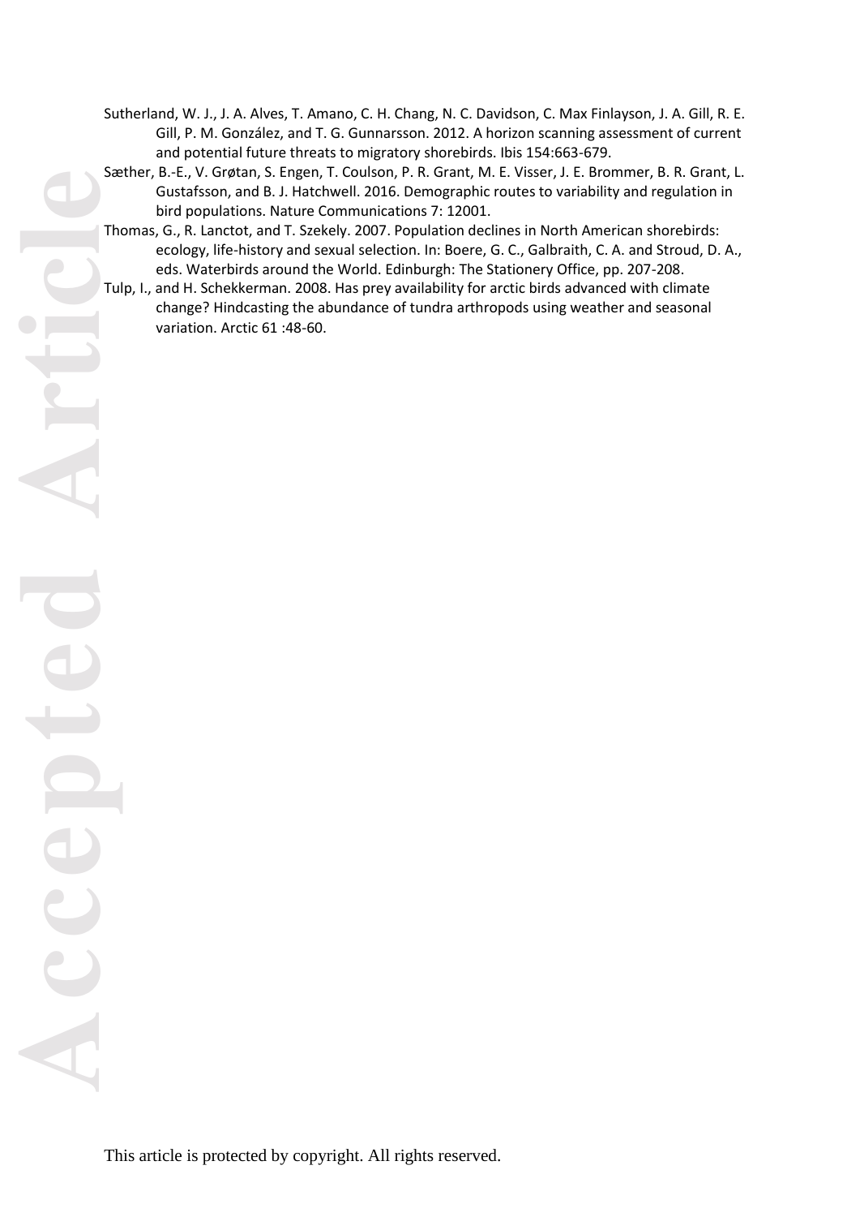Sutherland, W. J., J. A. Alves, T. Amano, C. H. Chang, N. C. Davidson, C. Max Finlayson, J. A. Gill, R. E. Gill, P. M. González, and T. G. Gunnarsson. 2012. A horizon scanning assessment of current and potential future threats to migratory shorebirds. Ibis 154:663-679.

Sæther, B.-E., V. Grøtan, S. Engen, T. Coulson, P. R. Grant, M. E. Visser, J. E. Brommer, B. R. Grant, L. Gustafsson, and B. J. Hatchwell. 2016. Demographic routes to variability and regulation in bird populations. Nature Communications 7: 12001.

Thomas, G., R. Lanctot, and T. Szekely. 2007. Population declines in North American shorebirds: ecology, life-history and sexual selection. In: Boere, G. C., Galbraith, C. A. and Stroud, D. A., eds. Waterbirds around the World. Edinburgh: The Stationery Office, pp. 207-208.

Tulp, I., and H. Schekkerman. 2008. Has prey availability for arctic birds advanced with climate change? Hindcasting the abundance of tundra arthropods using weather and seasonal variation. Arctic 61 :48-60.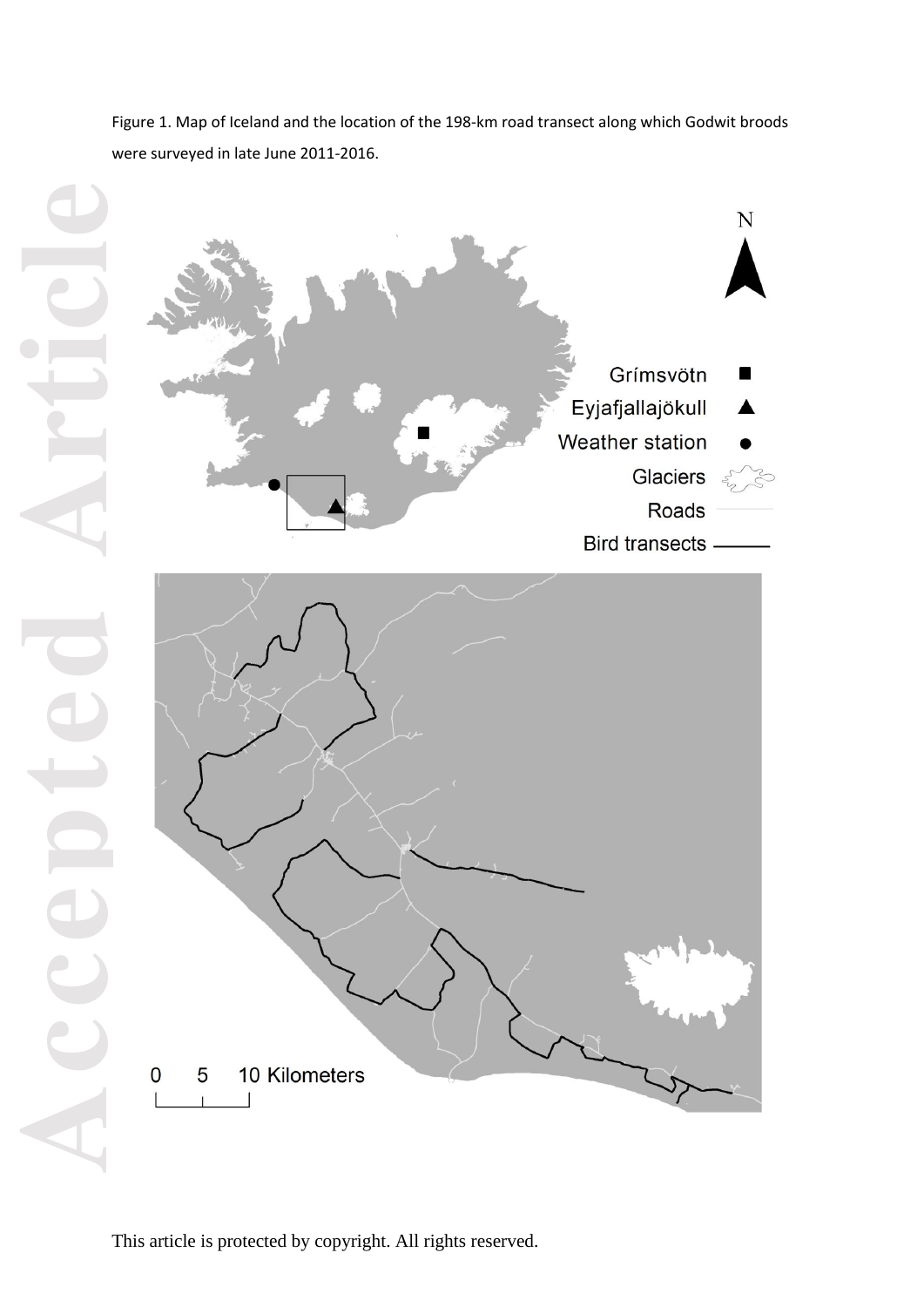Figure 1. Map of Iceland and the location of the 198-km road transect along which Godwit broods were surveyed in late June 2011-2016.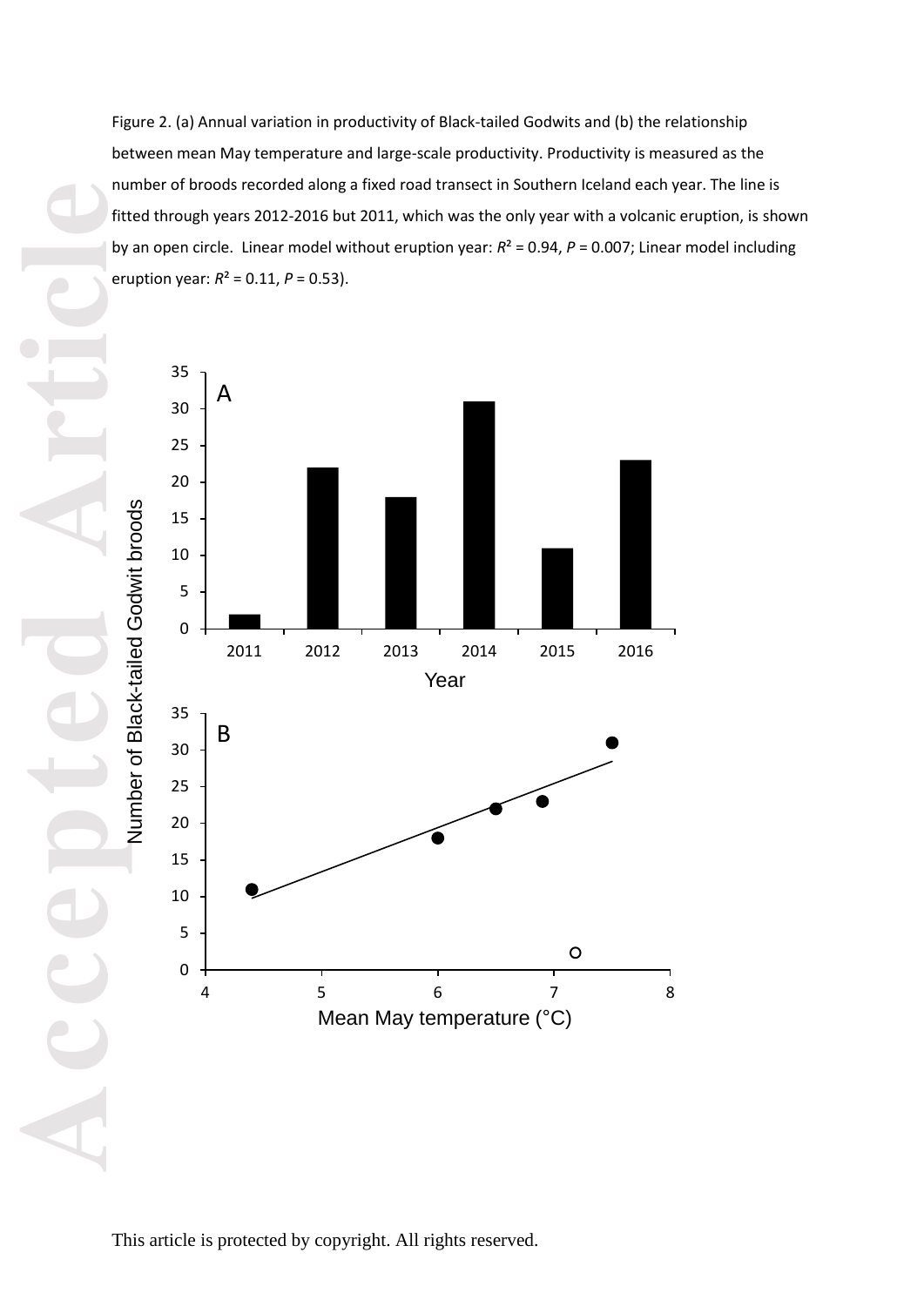Figure 2. (a) Annual variation in productivity of Black-tailed Godwits and (b) the relationship between mean May temperature and large-scale productivity. Productivity is measured as the number of broods recorded along a fixed road transect in Southern Iceland each year. The line is fitted through years 2012-2016 but 2011, which was the only year with a volcanic eruption, is shown by an open circle. Linear model without eruption year: $R^2 = 0.94$, $P = 0.007$; Linear model including eruption year: $R^2 = 0.11$, $P = 0.53$).

A

Number of Black-tailed Godwit broods

35
30
25
20
15
10
5
0

2011 2012 2013 2014 2015 2016

Year

B

35
30
25
20
15
10
5
0

4 5 6 7 8

Mean May temperature (°C)